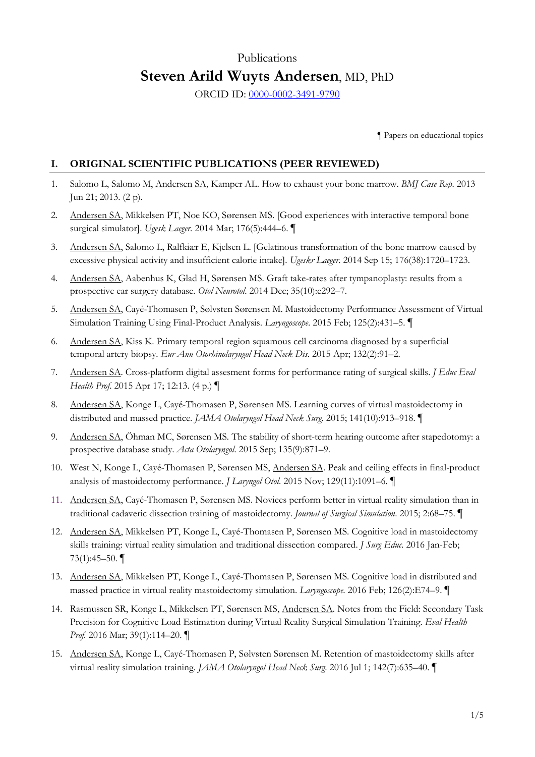# Publications

## Steven Arild Wuyts Andersen, MD, PhD

ORCID ID: [0000-0002-3491-9790](https://orcid.org/0000-0002-3491-9790)

¶ Papers on educational topics

### I. ORIGINAL SCIENTIFIC PUBLICATIONS (PEER REVIEWED)

1. Salomo L, Salomo M, Andersen SA, Kamper AL. How to exhaust your bone marrow. *BMJ Case Rep*. 2013 Jun 21; 2013. (2 p).
2. Andersen SA, Mikkelsen PT, Noe KO, Sørensen MS. [Good experiences with interactive temporal bone surgical simulator]. *Ugesk Laeger*. 2014 Mar; 176(5):444–6. ¶
3. Andersen SA, Salomo L, Ralfkiær E, Kjelsen L. [Gelatinous transformation of the bone marrow caused by excessive physical activity and insufficient calorie intake]. *Ugeskr Laeger*. 2014 Sep 15; 176(38):1720–1723.
4. Andersen SA, Aabenhus K, Glad H, Sørensen MS. Graft take-rates after tympanoplasty: results from a prospective ear surgery database. *Otol Neurotol*. 2014 Dec; 35(10):e292–7.
5. Andersen SA, Cayé-Thomasen P, Sølvsten Sørensen M. Mastoidectomy Performance Assessment of Virtual Simulation Training Using Final-Product Analysis. *Laryngoscope*. 2015 Feb; 125(2):431–5. ¶
6. Andersen SA, Kiss K. Primary temporal region squamous cell carcinoma diagnosed by a superficial temporal artery biopsy. *Eur Ann Otorhinolaryngol Head Neck Dis*. 2015 Apr; 132(2):91–2.
7. Andersen SA. Cross-platform digital assesment forms for performance rating of surgical skills. *J Educ Eval Health Prof*. 2015 Apr 17; 12:13. (4 p.) ¶
8. Andersen SA, Konge L, Cayé-Thomasen P, Sørensen MS. Learning curves of virtual mastoidectomy in distributed and massed practice. *JAMA Otolaryngol Head Neck Surg*. 2015; 141(10):913–918. ¶
9. Andersen SA, Öhman MC, Sørensen MS. The stability of short-term hearing outcome after stapedotomy: a prospective database study. *Acta Otolaryngol*. 2015 Sep; 135(9):871–9.
10. West N, Konge L, Cayé-Thomasen P, Sørensen MS, Andersen SA. Peak and ceiling effects in final-product analysis of mastoidectomy performance. *J Laryngol Otol*. 2015 Nov; 129(11):1091–6. ¶
11. Andersen SA, Cayé-Thomasen P, Sørensen MS. Novices perform better in virtual reality simulation than in traditional cadaveric dissection training of mastoidectomy. *Journal of Surgical Simulation*. 2015; 2:68–75. ¶
12. Andersen SA, Mikkelsen PT, Konge L, Cayé-Thomasen P, Sørensen MS. Cognitive load in mastoidectomy skills training: virtual reality simulation and traditional dissection compared. *J Surg Educ*. 2016 Jan-Feb; 73(1):45–50. ¶
13. Andersen SA, Mikkelsen PT, Konge L, Cayé-Thomasen P, Sørensen MS. Cognitive load in distributed and massed practice in virtual reality mastoidectomy simulation. *Laryngoscope*. 2016 Feb; 126(2):E74–9. ¶
14. Rasmussen SR, Konge L, Mikkelsen PT, Sørensen MS, Andersen SA. Notes from the Field: Secondary Task Precision for Cognitive Load Estimation during Virtual Reality Surgical Simulation Training. *Eval Health Prof*. 2016 Mar; 39(1):114–20. ¶
15. Andersen SA, Konge L, Cayé-Thomasen P, Sølvsten Sørensen M. Retention of mastoidectomy skills after virtual reality simulation training. *JAMA Otolaryngol Head Neck Surg*. 2016 Jul 1; 142(7):635–40. ¶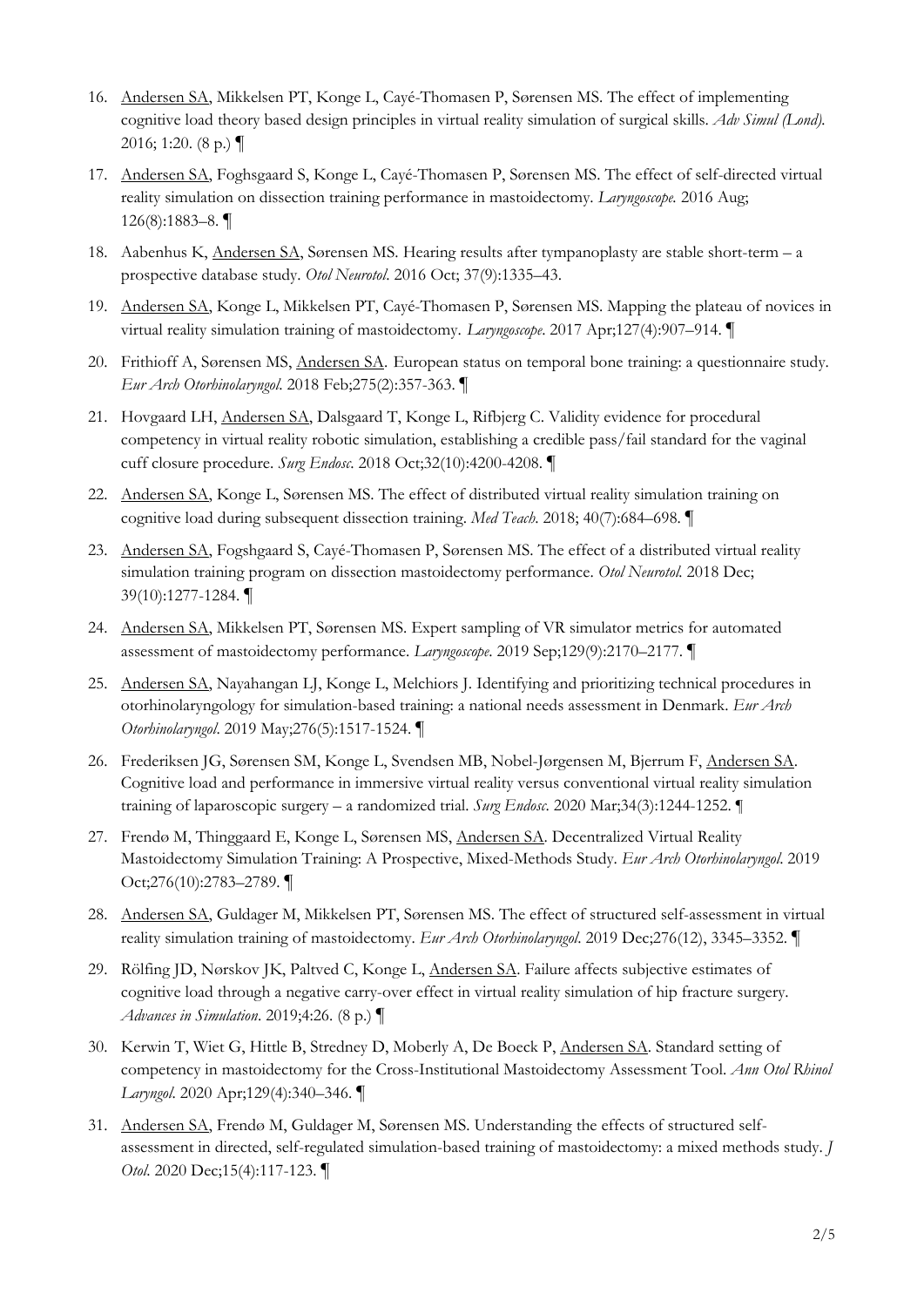16. Andersen SA, Mikkelsen PT, Konge L, Cayé-Thomasen P, Sørensen MS. The effect of implementing cognitive load theory based design principles in virtual reality simulation of surgical skills. *Adv Simul (Lond).* 2016; 1:20. (8 p.) ¶

17. Andersen SA, Foghsgaard S, Konge L, Cayé-Thomasen P, Sørensen MS. The effect of self-directed virtual reality simulation on dissection training performance in mastoidectomy. *Laryngoscope.* 2016 Aug; 126(8):1883–8. ¶

18. Aabenhus K, Andersen SA, Sørensen MS. Hearing results after tympanoplasty are stable short-term – a prospective database study. *Otol Neurotol*. 2016 Oct; 37(9):1335–43.

19. Andersen SA, Konge L, Mikkelsen PT, Cayé-Thomasen P, Sørensen MS. Mapping the plateau of novices in virtual reality simulation training of mastoidectomy. *Laryngoscope*. 2017 Apr;127(4):907–914. ¶

20. Frithioff A, Sørensen MS, Andersen SA. European status on temporal bone training: a questionnaire study. *Eur Arch Otorhinolaryngol.* 2018 Feb;275(2):357-363. ¶

21. Hovgaard LH, Andersen SA, Dalsgaard T, Konge L, Rifbjerg C. Validity evidence for procedural competency in virtual reality robotic simulation, establishing a credible pass/fail standard for the vaginal cuff closure procedure. *Surg Endosc.* 2018 Oct;32(10):4200-4208. ¶

22. Andersen SA, Konge L, Sørensen MS. The effect of distributed virtual reality simulation training on cognitive load during subsequent dissection training. *Med Teach.* 2018; 40(7):684–698. ¶

23. Andersen SA, Fogshgaard S, Cayé-Thomasen P, Sørensen MS. The effect of a distributed virtual reality simulation training program on dissection mastoidectomy performance. *Otol Neurotol.* 2018 Dec; 39(10):1277-1284. ¶

24. Andersen SA, Mikkelsen PT, Sørensen MS. Expert sampling of VR simulator metrics for automated assessment of mastoidectomy performance. *Laryngoscope*. 2019 Sep;129(9):2170–2177. ¶

25. Andersen SA, Nayahangan LJ, Konge L, Melchiors J. Identifying and prioritizing technical procedures in otorhinolaryngology for simulation-based training: a national needs assessment in Denmark. *Eur Arch Otorhinolaryngol*. 2019 May;276(5):1517-1524. ¶

26. Frederiksen JG, Sørensen SM, Konge L, Svendsen MB, Nobel-Jørgensen M, Bjerrum F, Andersen SA. Cognitive load and performance in immersive virtual reality versus conventional virtual reality simulation training of laparoscopic surgery – a randomized trial. *Surg Endosc.* 2020 Mar;34(3):1244-1252. ¶

27. Frendø M, Thinggaard E, Konge L, Sørensen MS, Andersen SA. Decentralized Virtual Reality Mastoidectomy Simulation Training: A Prospective, Mixed-Methods Study. *Eur Arch Otorhinolaryngol*. 2019 Oct;276(10):2783–2789. ¶

28. Andersen SA, Guldager M, Mikkelsen PT, Sørensen MS. The effect of structured self-assessment in virtual reality simulation training of mastoidectomy. *Eur Arch Otorhinolaryngol*. 2019 Dec;276(12), 3345–3352. ¶

29. Rölfing JD, Nørskov JK, Paltved C, Konge L, Andersen SA. Failure affects subjective estimates of cognitive load through a negative carry-over effect in virtual reality simulation of hip fracture surgery. *Advances in Simulation*. 2019;4:26. (8 p.) ¶

30. Kerwin T, Wiet G, Hittle B, Stredney D, Moberly A, De Boeck P, Andersen SA. Standard setting of competency in mastoidectomy for the Cross-Institutional Mastoidectomy Assessment Tool. *Ann Otol Rhinol Laryngol*. 2020 Apr;129(4):340–346. ¶

31. Andersen SA, Frendø M, Guldager M, Sørensen MS. Understanding the effects of structured self-assessment in directed, self-regulated simulation-based training of mastoidectomy: a mixed methods study. *J Otol*. 2020 Dec;15(4):117-123. ¶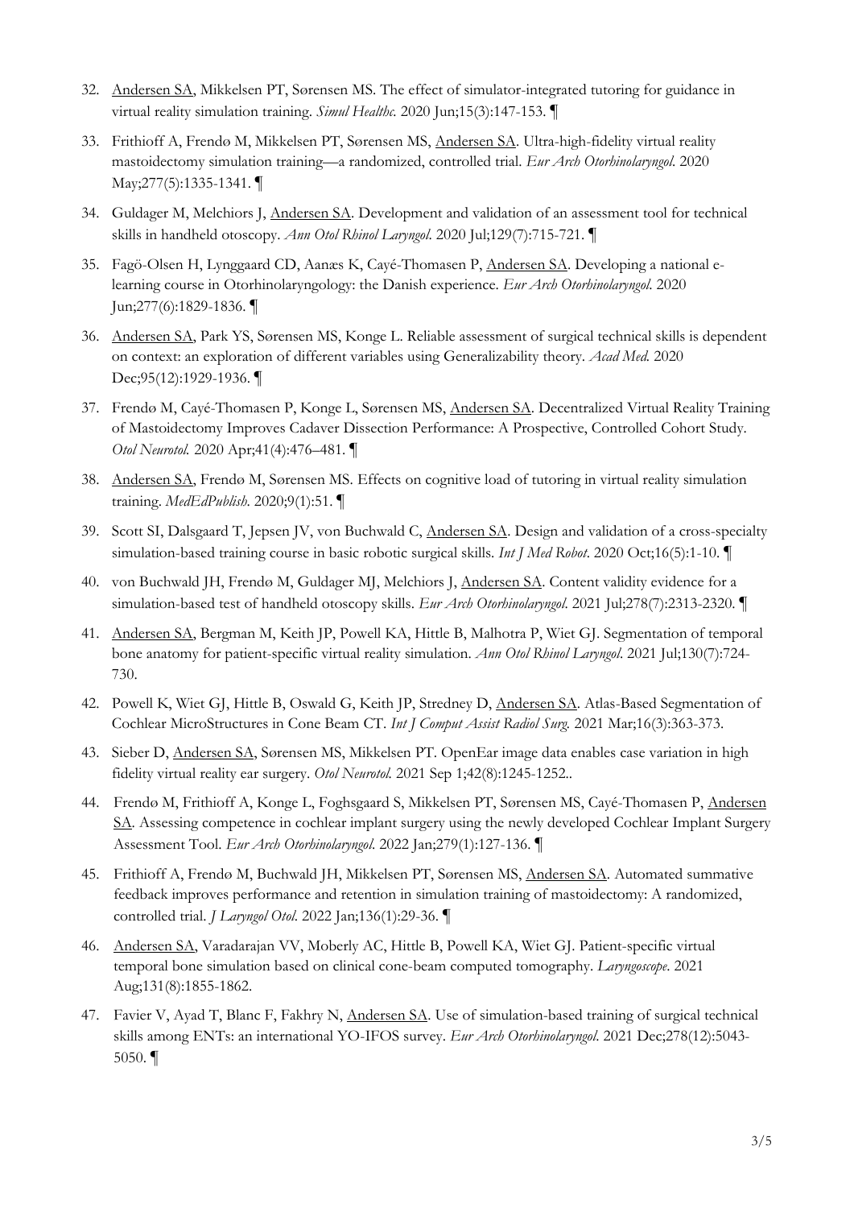32. Andersen SA, Mikkelsen PT, Sørensen MS. The effect of simulator-integrated tutoring for guidance in virtual reality simulation training. *Simul Healthc.* 2020 Jun;15(3):147-153. ¶

33. Frithioff A, Frendø M, Mikkelsen PT, Sørensen MS, Andersen SA. Ultra-high-fidelity virtual reality mastoidectomy simulation training—a randomized, controlled trial. *Eur Arch Otorhinolaryngol.* 2020 May;277(5):1335-1341. ¶

34. Guldager M, Melchiors J, Andersen SA. Development and validation of an assessment tool for technical skills in handheld otoscopy. *Ann Otol Rhinol Laryngol.* 2020 Jul;129(7):715-721. ¶

35. Fagö-Olsen H, Lynggaard CD, Aanæs K, Cayé-Thomasen P, Andersen SA. Developing a national e-learning course in Otorhinolaryngology: the Danish experience. *Eur Arch Otorhinolaryngol.* 2020 Jun;277(6):1829-1836. ¶

36. Andersen SA, Park YS, Sørensen MS, Konge L. Reliable assessment of surgical technical skills is dependent on context: an exploration of different variables using Generalizability theory. *Acad Med.* 2020 Dec;95(12):1929-1936. ¶

37. Frendø M, Cayé-Thomasen P, Konge L, Sørensen MS, Andersen SA. Decentralized Virtual Reality Training of Mastoidectomy Improves Cadaver Dissection Performance: A Prospective, Controlled Cohort Study. *Otol Neurotol.* 2020 Apr;41(4):476–481. ¶

38. Andersen SA, Frendø M, Sørensen MS. Effects on cognitive load of tutoring in virtual reality simulation training. *MedEdPublish.* 2020;9(1):51. ¶

39. Scott SI, Dalsgaard T, Jepsen JV, von Buchwald C, Andersen SA. Design and validation of a cross-specialty simulation-based training course in basic robotic surgical skills. *Int J Med Robot.* 2020 Oct;16(5):1-10. ¶

40. von Buchwald JH, Frendø M, Guldager MJ, Melchiors J, Andersen SA. Content validity evidence for a simulation-based test of handheld otoscopy skills. *Eur Arch Otorhinolaryngol.* 2021 Jul;278(7):2313-2320. ¶

41. Andersen SA, Bergman M, Keith JP, Powell KA, Hittle B, Malhotra P, Wiet GJ. Segmentation of temporal bone anatomy for patient-specific virtual reality simulation. *Ann Otol Rhinol Laryngol.* 2021 Jul;130(7):724-730.

42. Powell K, Wiet GJ, Hittle B, Oswald G, Keith JP, Stredney D, Andersen SA. Atlas-Based Segmentation of Cochlear MicroStructures in Cone Beam CT. *Int J Comput Assist Radiol Surg.* 2021 Mar;16(3):363-373.

43. Sieber D, Andersen SA, Sørensen MS, Mikkelsen PT. OpenEar image data enables case variation in high fidelity virtual reality ear surgery. *Otol Neurotol.* 2021 Sep 1;42(8):1245-1252..

44. Frendø M, Frithioff A, Konge L, Foghsgaard S, Mikkelsen PT, Sørensen MS, Cayé-Thomasen P, Andersen SA. Assessing competence in cochlear implant surgery using the newly developed Cochlear Implant Surgery Assessment Tool. *Eur Arch Otorhinolaryngol.* 2022 Jan;279(1):127-136. ¶

45. Frithioff A, Frendø M, Buchwald JH, Mikkelsen PT, Sørensen MS, Andersen SA. Automated summative feedback improves performance and retention in simulation training of mastoidectomy: A randomized, controlled trial. *J Laryngol Otol.* 2022 Jan;136(1):29-36. ¶

46. Andersen SA, Varadarajan VV, Moberly AC, Hittle B, Powell KA, Wiet GJ. Patient-specific virtual temporal bone simulation based on clinical cone-beam computed tomography. *Laryngoscope.* 2021 Aug;131(8):1855-1862.

47. Favier V, Ayad T, Blanc F, Fakhry N, Andersen SA. Use of simulation-based training of surgical technical skills among ENTs: an international YO-IFOS survey. *Eur Arch Otorhinolaryngol.* 2021 Dec;278(12):5043-5050. ¶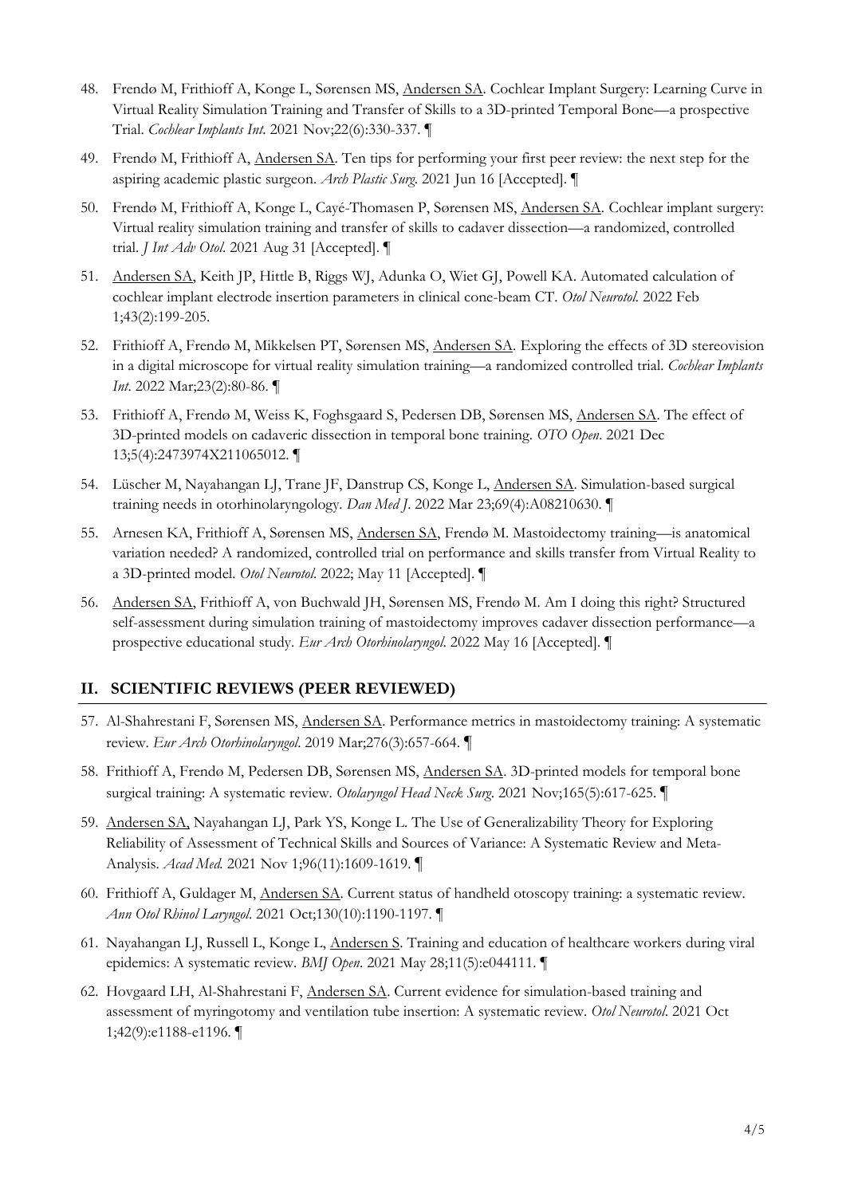48. Frendø M, Frithioff A, Konge L, Sørensen MS, Andersen SA. Cochlear Implant Surgery: Learning Curve in Virtual Reality Simulation Training and Transfer of Skills to a 3D-printed Temporal Bone—a prospective Trial. *Cochlear Implants Int*. 2021 Nov;22(6):330-337. ¶

49. Frendø M, Frithioff A, Andersen SA. Ten tips for performing your first peer review: the next step for the aspiring academic plastic surgeon. *Arch Plastic Surg*. 2021 Jun 16 [Accepted]. ¶

50. Frendø M, Frithioff A, Konge L, Cayé-Thomasen P, Sørensen MS, Andersen SA. Cochlear implant surgery: Virtual reality simulation training and transfer of skills to cadaver dissection—a randomized, controlled trial. *J Int Adv Otol*. 2021 Aug 31 [Accepted]. ¶

51. Andersen SA, Keith JP, Hittle B, Riggs WJ, Adunka O, Wiet GJ, Powell KA. Automated calculation of cochlear implant electrode insertion parameters in clinical cone-beam CT. *Otol Neurotol.* 2022 Feb 1;43(2):199-205.

52. Frithioff A, Frendø M, Mikkelsen PT, Sørensen MS, Andersen SA. Exploring the effects of 3D stereovision in a digital microscope for virtual reality simulation training—a randomized controlled trial. *Cochlear Implants Int*. 2022 Mar;23(2):80-86. ¶

53. Frithioff A, Frendø M, Weiss K, Foghsgaard S, Pedersen DB, Sørensen MS, Andersen SA. The effect of 3D-printed models on cadaveric dissection in temporal bone training. *OTO Open*. 2021 Dec 13;5(4):2473974X211065012. ¶

54. Lüscher M, Nayahangan LJ, Trane JF, Danstrup CS, Konge L, Andersen SA. Simulation-based surgical training needs in otorhinolaryngology. *Dan Med J*. 2022 Mar 23;69(4):A08210630. ¶

55. Arnesen KA, Frithioff A, Sørensen MS, Andersen SA, Frendø M. Mastoidectomy training—is anatomical variation needed? A randomized, controlled trial on performance and skills transfer from Virtual Reality to a 3D-printed model. *Otol Neurotol*. 2022; May 11 [Accepted]. ¶

56. Andersen SA, Frithioff A, von Buchwald JH, Sørensen MS, Frendø M. Am I doing this right? Structured self-assessment during simulation training of mastoidectomy improves cadaver dissection performance—a prospective educational study. *Eur Arch Otorhinolaryngol*. 2022 May 16 [Accepted]. ¶

## II. SCIENTIFIC REVIEWS (PEER REVIEWED)

57. Al-Shahrestani F, Sørensen MS, Andersen SA. Performance metrics in mastoidectomy training: A systematic review. *Eur Arch Otorhinolaryngol*. 2019 Mar;276(3):657-664. ¶

58. Frithioff A, Frendø M, Pedersen DB, Sørensen MS, Andersen SA. 3D-printed models for temporal bone surgical training: A systematic review. *Otolaryngol Head Neck Surg*. 2021 Nov;165(5):617-625. ¶

59. Andersen SA, Nayahangan LJ, Park YS, Konge L. The Use of Generalizability Theory for Exploring Reliability of Assessment of Technical Skills and Sources of Variance: A Systematic Review and Meta-Analysis. *Acad Med.* 2021 Nov 1;96(11):1609-1619. ¶

60. Frithioff A, Guldager M, Andersen SA. Current status of handheld otoscopy training: a systematic review. *Ann Otol Rhinol Laryngol*. 2021 Oct;130(10):1190-1197. ¶

61. Nayahangan LJ, Russell L, Konge L, Andersen S. Training and education of healthcare workers during viral epidemics: A systematic review. *BMJ Open*. 2021 May 28;11(5):e044111. ¶

62. Hovgaard LH, Al-Shahrestani F, Andersen SA. Current evidence for simulation-based training and assessment of myringotomy and ventilation tube insertion: A systematic review. *Otol Neurotol*. 2021 Oct 1;42(9):e1188-e1196. ¶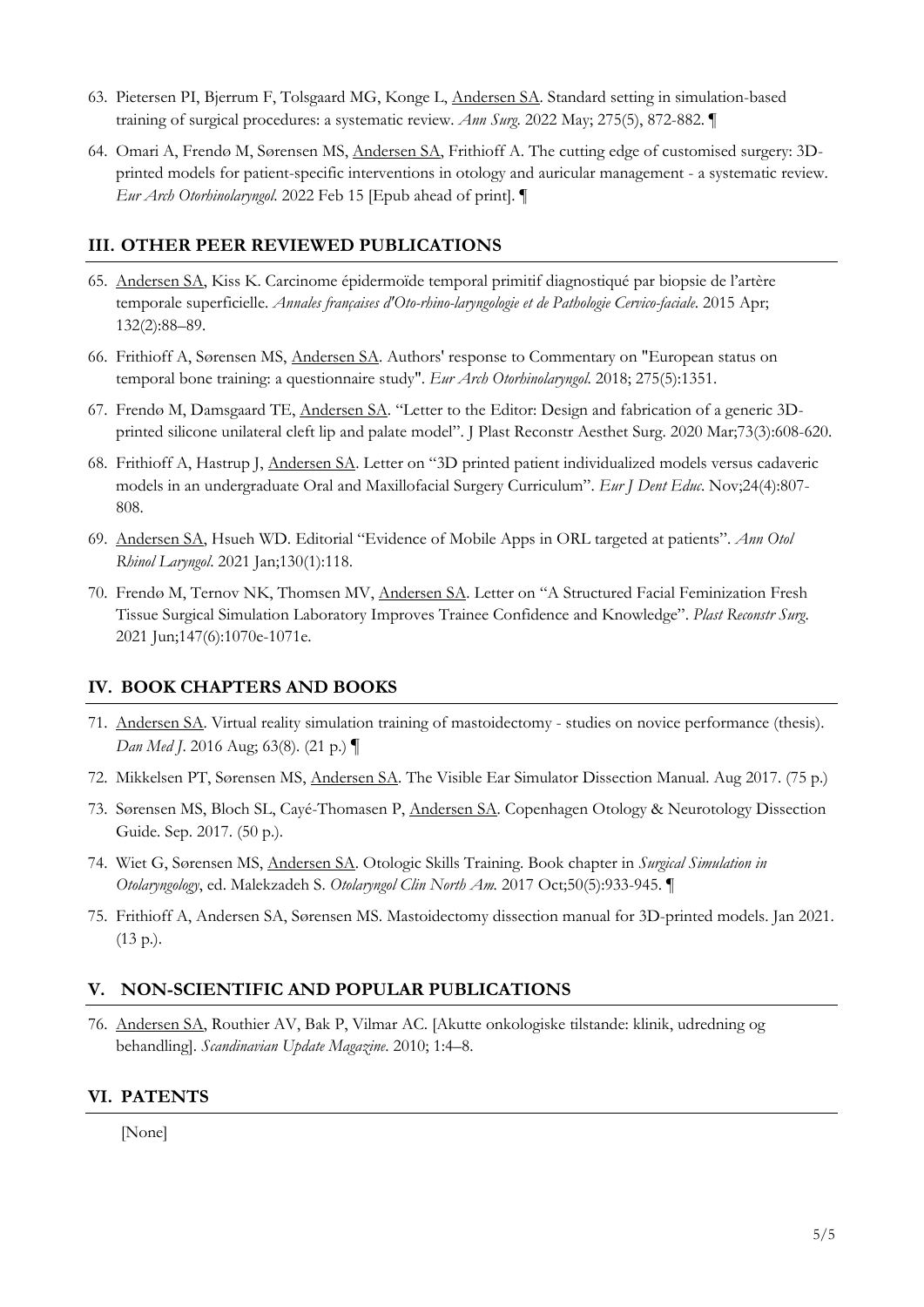63. Pietersen PI, Bjerrum F, Tolsgaard MG, Konge L, Andersen SA. Standard setting in simulation-based training of surgical procedures: a systematic review. *Ann Surg.* 2022 May; 275(5), 872-882. ¶

64. Omari A, Frendø M, Sørensen MS, Andersen SA, Frithioff A. The cutting edge of customised surgery: 3D-printed models for patient-specific interventions in otology and auricular management - a systematic review. *Eur Arch Otorhinolaryngol.* 2022 Feb 15 [Epub ahead of print]. ¶

## III. OTHER PEER REVIEWED PUBLICATIONS

65. Andersen SA, Kiss K. Carcinome épidermoïde temporal primitif diagnostiqué par biopsie de l'artère temporale superficielle. *Annales françaises d'Oto-rhino-laryngologie et de Pathologie Cervico-faciale.* 2015 Apr; 132(2):88–89.

66. Frithioff A, Sørensen MS, Andersen SA. Authors' response to Commentary on "European status on temporal bone training: a questionnaire study". *Eur Arch Otorhinolaryngol.* 2018; 275(5):1351.

67. Frendø M, Damsgaard TE, Andersen SA. "Letter to the Editor: Design and fabrication of a generic 3D-printed silicone unilateral cleft lip and palate model". J Plast Reconstr Aesthet Surg. 2020 Mar;73(3):608-620.

68. Frithioff A, Hastrup J, Andersen SA. Letter on "3D printed patient individualized models versus cadaveric models in an undergraduate Oral and Maxillofacial Surgery Curriculum". *Eur J Dent Educ.* Nov;24(4):807-808.

69. Andersen SA, Hsueh WD. Editorial "Evidence of Mobile Apps in ORL targeted at patients". *Ann Otol Rhinol Laryngol.* 2021 Jan;130(1):118.

70. Frendø M, Ternov NK, Thomsen MV, Andersen SA. Letter on "A Structured Facial Feminization Fresh Tissue Surgical Simulation Laboratory Improves Trainee Confidence and Knowledge". *Plast Reconstr Surg.* 2021 Jun;147(6):1070e-1071e.

## IV. BOOK CHAPTERS AND BOOKS

71. Andersen SA. Virtual reality simulation training of mastoidectomy - studies on novice performance (thesis). *Dan Med J.* 2016 Aug; 63(8). (21 p.) ¶

72. Mikkelsen PT, Sørensen MS, Andersen SA. The Visible Ear Simulator Dissection Manual. Aug 2017. (75 p.)

73. Sørensen MS, Bloch SL, Cayé-Thomasen P, Andersen SA. Copenhagen Otology & Neurotology Dissection Guide. Sep. 2017. (50 p.).

74. Wiet G, Sørensen MS, Andersen SA. Otologic Skills Training. Book chapter in *Surgical Simulation in Otolaryngology*, ed. Malekzadeh S. *Otolaryngol Clin North Am.* 2017 Oct;50(5):933-945. ¶

75. Frithioff A, Andersen SA, Sørensen MS. Mastoidectomy dissection manual for 3D-printed models. Jan 2021. (13 p.).

## V. NON-SCIENTIFIC AND POPULAR PUBLICATIONS

76. Andersen SA, Routhier AV, Bak P, Vilmar AC. [Akutte onkologiske tilstande: klinik, udredning og behandling]. *Scandinavian Update Magazine.* 2010; 1:4–8.

## VI. PATENTS

[None]